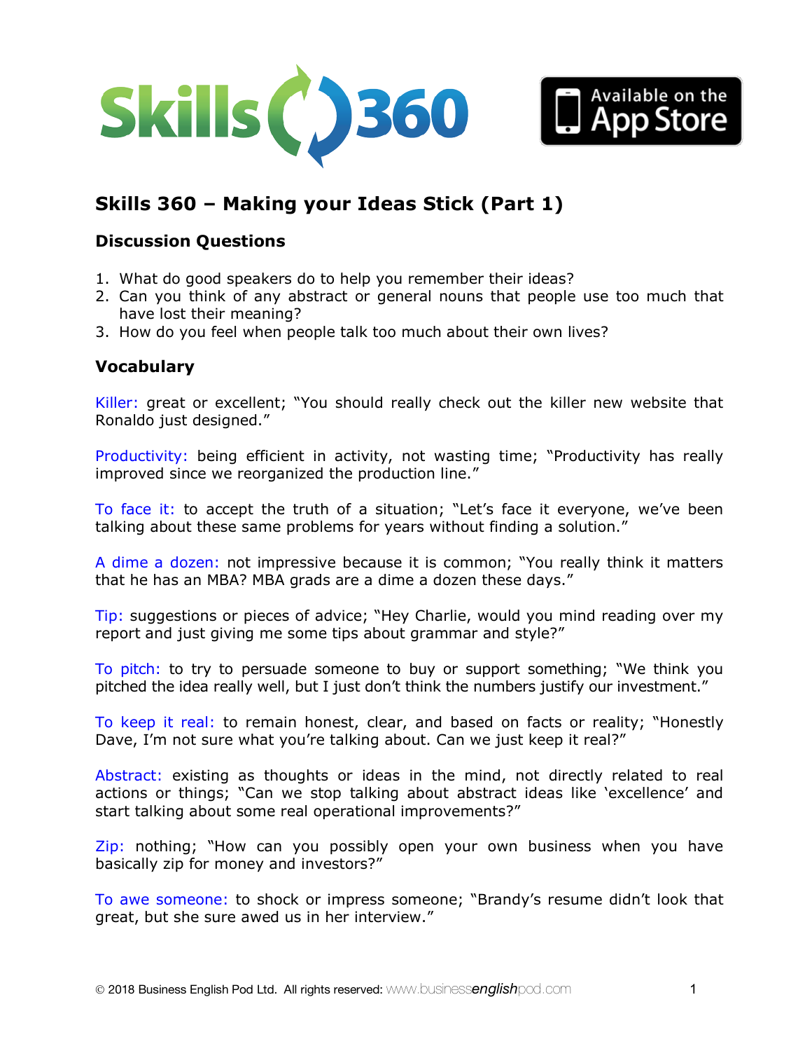# Skills 360 – Making your Ideas Stick (Part 1)

## Discussion Questions

1. What do good speakers do to help you remember their ideas?
2. Can you think of any abstract or general nouns that people use too much that have lost their meaning?
3. How do you feel when people talk too much about their own lives?

## Vocabulary

Killer: great or excellent; "You should really check out the killer new website that Ronaldo just designed."

Productivity: being efficient in activity, not wasting time; "Productivity has really improved since we reorganized the production line."

To face it: to accept the truth of a situation; "Let's face it everyone, we've been talking about these same problems for years without finding a solution."

A dime a dozen: not impressive because it is common; "You really think it matters that he has an MBA? MBA grads are a dime a dozen these days."

Tip: suggestions or pieces of advice; "Hey Charlie, would you mind reading over my report and just giving me some tips about grammar and style?"

To pitch: to try to persuade someone to buy or support something; "We think you pitched the idea really well, but I just don't think the numbers justify our investment."

To keep it real: to remain honest, clear, and based on facts or reality; "Honestly Dave, I'm not sure what you're talking about. Can we just keep it real?"

Abstract: existing as thoughts or ideas in the mind, not directly related to real actions or things; "Can we stop talking about abstract ideas like 'excellence' and start talking about some real operational improvements?"

Zip: nothing; "How can you possibly open your own business when you have basically zip for money and investors?"

To awe someone: to shock or impress someone; "Brandy's resume didn't look that great, but she sure awed us in her interview."

© 2018 Business English Pod Ltd. All rights reserved: www.businessenglishpod.com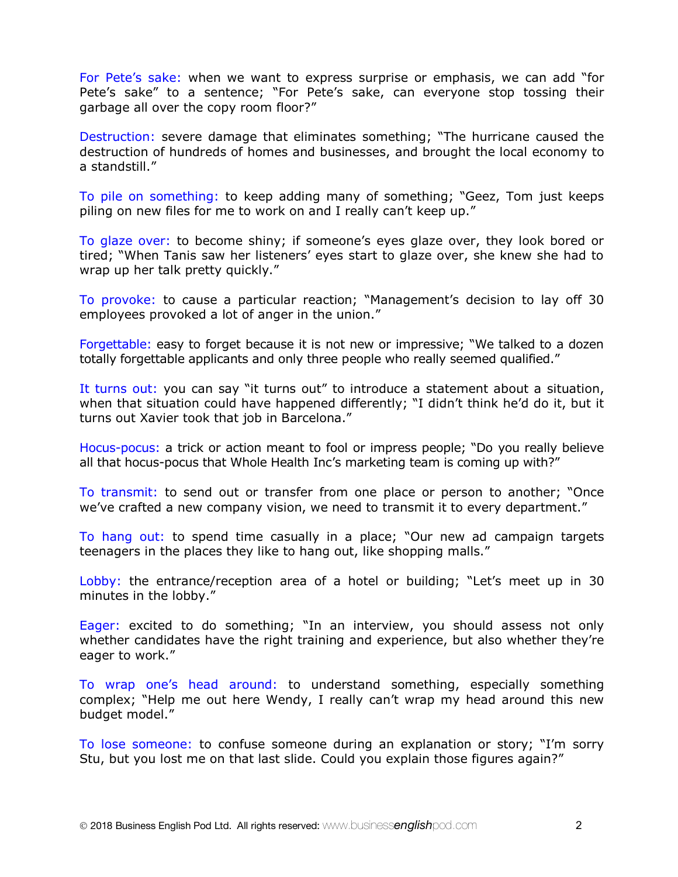For Pete's sake: when we want to express surprise or emphasis, we can add "for Pete's sake" to a sentence; "For Pete's sake, can everyone stop tossing their garbage all over the copy room floor?"

Destruction: severe damage that eliminates something; "The hurricane caused the destruction of hundreds of homes and businesses, and brought the local economy to a standstill."

To pile on something: to keep adding many of something; "Geez, Tom just keeps piling on new files for me to work on and I really can't keep up."

To glaze over: to become shiny; if someone's eyes glaze over, they look bored or tired; "When Tanis saw her listeners' eyes start to glaze over, she knew she had to wrap up her talk pretty quickly."

To provoke: to cause a particular reaction; "Management's decision to lay off 30 employees provoked a lot of anger in the union."

Forgettable: easy to forget because it is not new or impressive; "We talked to a dozen totally forgettable applicants and only three people who really seemed qualified."

It turns out: you can say "it turns out" to introduce a statement about a situation, when that situation could have happened differently; "I didn't think he'd do it, but it turns out Xavier took that job in Barcelona."

Hocus-pocus: a trick or action meant to fool or impress people; "Do you really believe all that hocus-pocus that Whole Health Inc's marketing team is coming up with?"

To transmit: to send out or transfer from one place or person to another; "Once we've crafted a new company vision, we need to transmit it to every department."

To hang out: to spend time casually in a place; "Our new ad campaign targets teenagers in the places they like to hang out, like shopping malls."

Lobby: the entrance/reception area of a hotel or building; "Let's meet up in 30 minutes in the lobby."

Eager: excited to do something; "In an interview, you should assess not only whether candidates have the right training and experience, but also whether they're eager to work."

To wrap one's head around: to understand something, especially something complex; "Help me out here Wendy, I really can't wrap my head around this new budget model."

To lose someone: to confuse someone during an explanation or story; "I'm sorry Stu, but you lost me on that last slide. Could you explain those figures again?"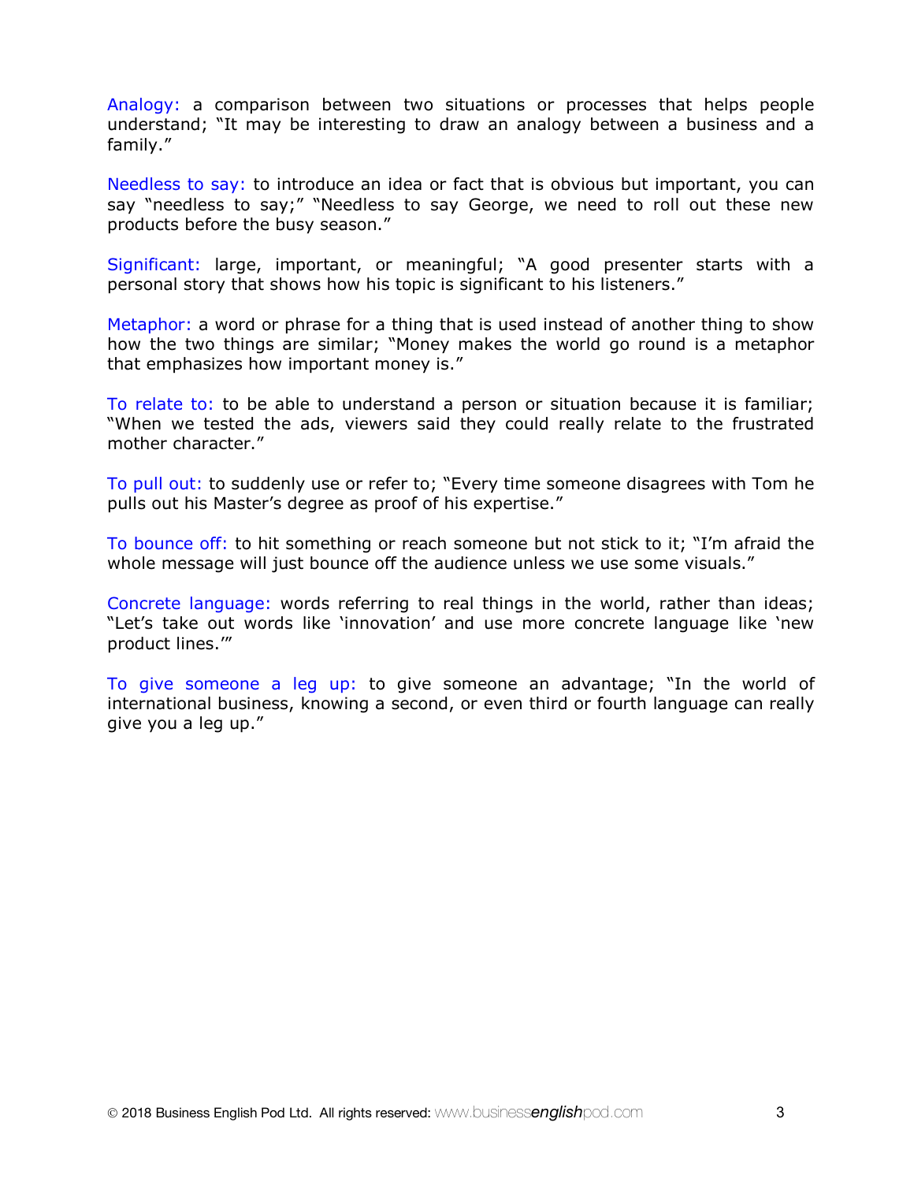Analogy: a comparison between two situations or processes that helps people understand; "It may be interesting to draw an analogy between a business and a family."

Needless to say: to introduce an idea or fact that is obvious but important, you can say "needless to say;" "Needless to say George, we need to roll out these new products before the busy season."

Significant: large, important, or meaningful; "A good presenter starts with a personal story that shows how his topic is significant to his listeners."

Metaphor: a word or phrase for a thing that is used instead of another thing to show how the two things are similar; "Money makes the world go round is a metaphor that emphasizes how important money is."

To relate to: to be able to understand a person or situation because it is familiar; "When we tested the ads, viewers said they could really relate to the frustrated mother character."

To pull out: to suddenly use or refer to; "Every time someone disagrees with Tom he pulls out his Master's degree as proof of his expertise."

To bounce off: to hit something or reach someone but not stick to it; "I'm afraid the whole message will just bounce off the audience unless we use some visuals."

Concrete language: words referring to real things in the world, rather than ideas; "Let's take out words like 'innovation' and use more concrete language like 'new product lines.'"

To give someone a leg up: to give someone an advantage; "In the world of international business, knowing a second, or even third or fourth language can really give you a leg up."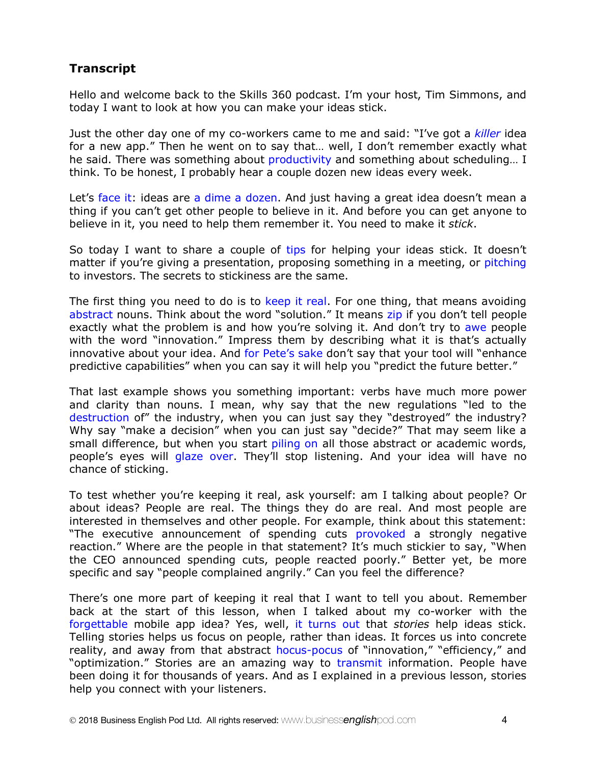## Transcript

Hello and welcome back to the Skills 360 podcast. I'm your host, Tim Simmons, and today I want to look at how you can make your ideas stick.

Just the other day one of my co-workers came to me and said: "I've got a *killer* idea for a new app." Then he went on to say that… well, I don't remember exactly what he said. There was something about productivity and something about scheduling… I think. To be honest, I probably hear a couple dozen new ideas every week.

Let's face it: ideas are a dime a dozen. And just having a great idea doesn't mean a thing if you can't get other people to believe in it. And before you can get anyone to believe in it, you need to help them remember it. You need to make it *stick*.

So today I want to share a couple of tips for helping your ideas stick. It doesn't matter if you're giving a presentation, proposing something in a meeting, or pitching to investors. The secrets to stickiness are the same.

The first thing you need to do is to keep it real. For one thing, that means avoiding abstract nouns. Think about the word "solution." It means zip if you don't tell people exactly what the problem is and how you're solving it. And don't try to awe people with the word "innovation." Impress them by describing what it is that's actually innovative about your idea. And for Pete's sake don't say that your tool will "enhance predictive capabilities" when you can say it will help you "predict the future better."

That last example shows you something important: verbs have much more power and clarity than nouns. I mean, why say that the new regulations "led to the destruction of" the industry, when you can just say they "destroyed" the industry? Why say "make a decision" when you can just say "decide?" That may seem like a small difference, but when you start piling on all those abstract or academic words, people's eyes will glaze over. They'll stop listening. And your idea will have no chance of sticking.

To test whether you're keeping it real, ask yourself: am I talking about people? Or about ideas? People are real. The things they do are real. And most people are interested in themselves and other people. For example, think about this statement: "The executive announcement of spending cuts provoked a strongly negative reaction." Where are the people in that statement? It's much stickier to say, "When the CEO announced spending cuts, people reacted poorly." Better yet, be more specific and say "people complained angrily." Can you feel the difference?

There's one more part of keeping it real that I want to tell you about. Remember back at the start of this lesson, when I talked about my co-worker with the forgettable mobile app idea? Yes, well, it turns out that *stories* help ideas stick. Telling stories helps us focus on people, rather than ideas. It forces us into concrete reality, and away from that abstract hocus-pocus of "innovation," "efficiency," and "optimization." Stories are an amazing way to transmit information. People have been doing it for thousands of years. And as I explained in a previous lesson, stories help you connect with your listeners.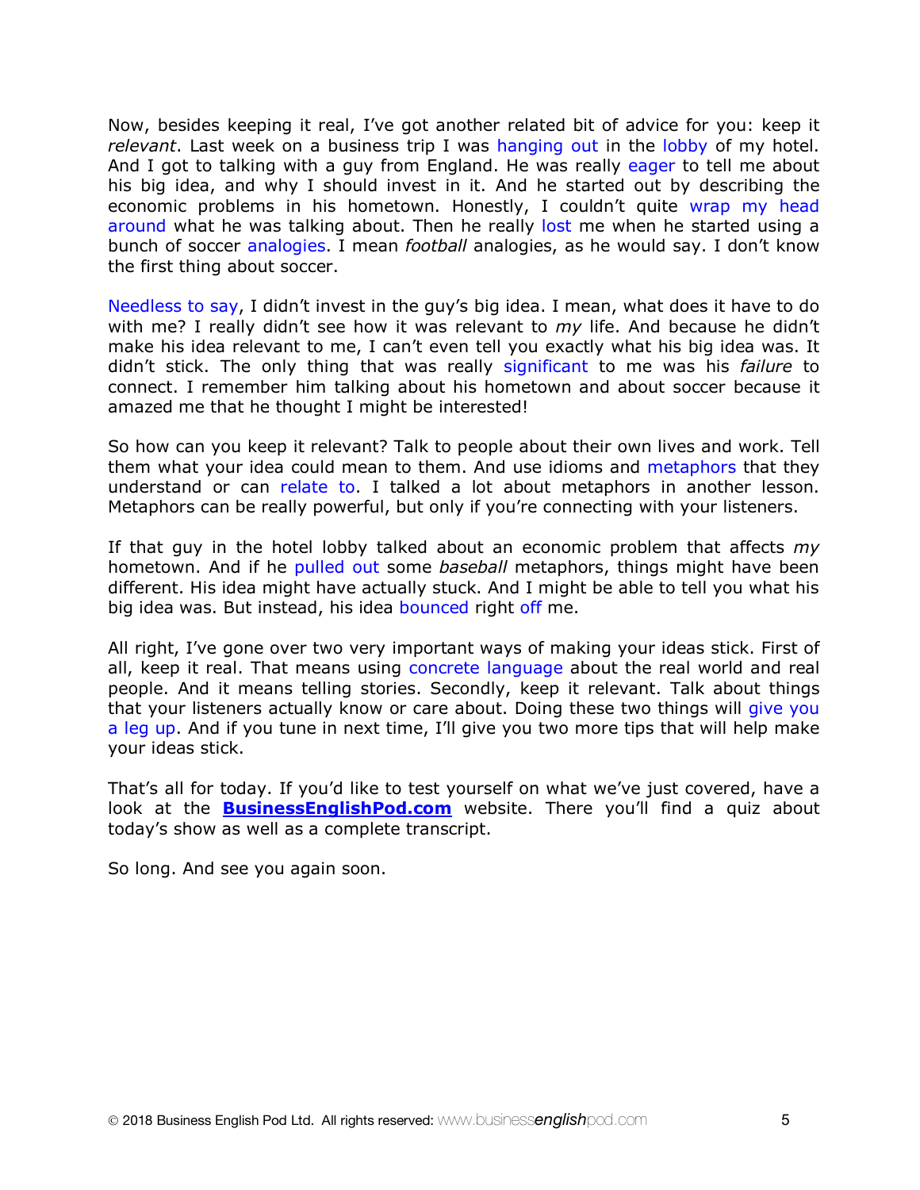Now, besides keeping it real, I've got another related bit of advice for you: keep it *relevant*. Last week on a business trip I was hanging out in the lobby of my hotel. And I got to talking with a guy from England. He was really eager to tell me about his big idea, and why I should invest in it. And he started out by describing the economic problems in his hometown. Honestly, I couldn't quite wrap my head around what he was talking about. Then he really lost me when he started using a bunch of soccer analogies. I mean *football* analogies, as he would say. I don't know the first thing about soccer.

Needless to say, I didn't invest in the guy's big idea. I mean, what does it have to do with me? I really didn't see how it was relevant to *my* life. And because he didn't make his idea relevant to me, I can't even tell you exactly what his big idea was. It didn't stick. The only thing that was really significant to me was his *failure* to connect. I remember him talking about his hometown and about soccer because it amazed me that he thought I might be interested!

So how can you keep it relevant? Talk to people about their own lives and work. Tell them what your idea could mean to them. And use idioms and metaphors that they understand or can relate to. I talked a lot about metaphors in another lesson. Metaphors can be really powerful, but only if you're connecting with your listeners.

If that guy in the hotel lobby talked about an economic problem that affects *my* hometown. And if he pulled out some *baseball* metaphors, things might have been different. His idea might have actually stuck. And I might be able to tell you what his big idea was. But instead, his idea bounced right off me.

All right, I've gone over two very important ways of making your ideas stick. First of all, keep it real. That means using concrete language about the real world and real people. And it means telling stories. Secondly, keep it relevant. Talk about things that your listeners actually know or care about. Doing these two things will give you a leg up. And if you tune in next time, I'll give you two more tips that will help make your ideas stick.

That's all for today. If you'd like to test yourself on what we've just covered, have a look at the **BusinessEnglishPod.com** website. There you'll find a quiz about today's show as well as a complete transcript.

So long. And see you again soon.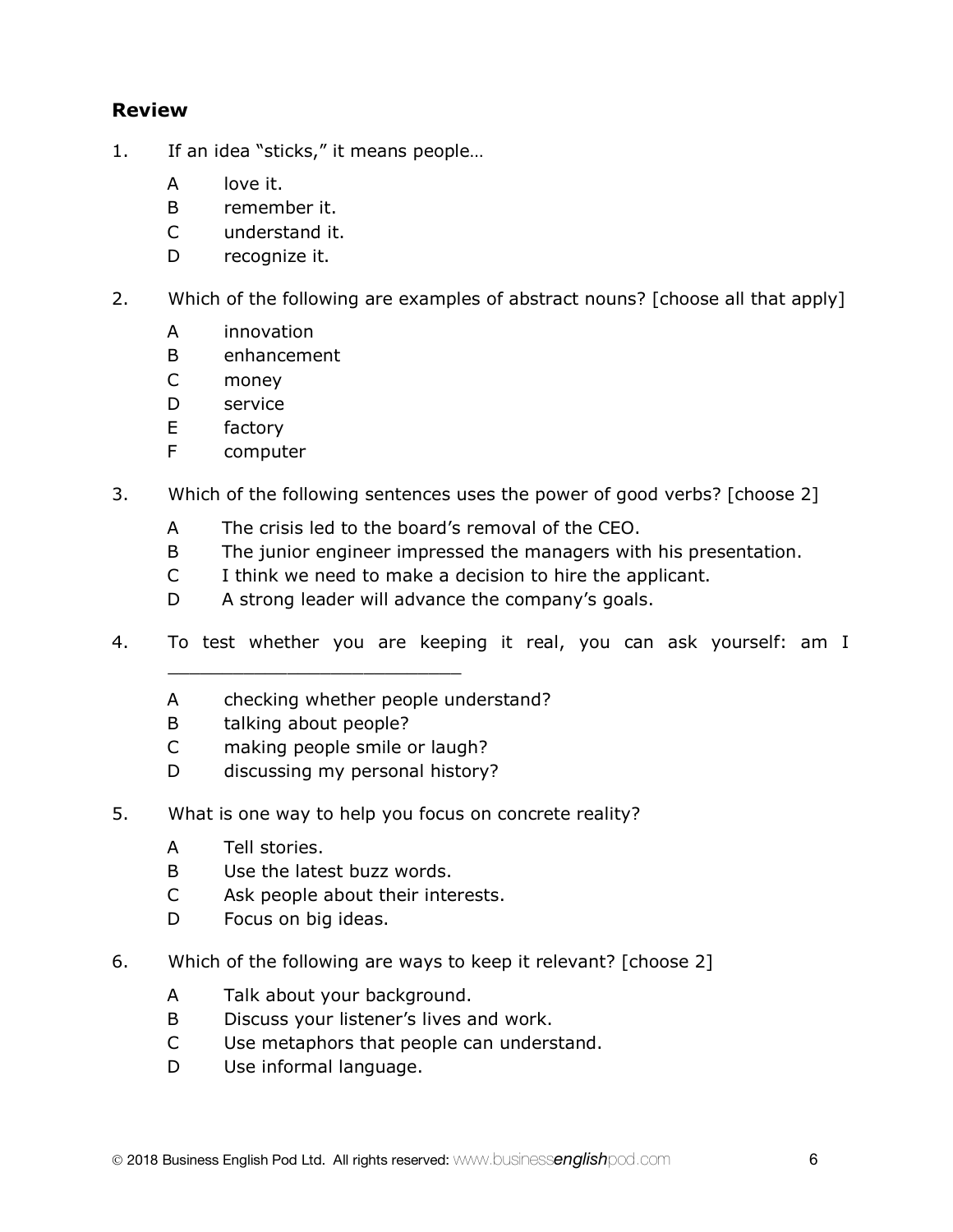## Review

1. If an idea "sticks," it means people…

   A love it.
   B remember it.
   C understand it.
   D recognize it.

2. Which of the following are examples of abstract nouns? [choose all that apply]

   A innovation
   B enhancement
   C money
   D service
   E factory
   F computer

3. Which of the following sentences uses the power of good verbs? [choose 2]

   A The crisis led to the board's removal of the CEO.
   B The junior engineer impressed the managers with his presentation.
   C I think we need to make a decision to hire the applicant.
   D A strong leader will advance the company's goals.

4. To test whether you are keeping it real, you can ask yourself: am I ___________________________

   A checking whether people understand?
   B talking about people?
   C making people smile or laugh?
   D discussing my personal history?

5. What is one way to help you focus on concrete reality?

   A Tell stories.
   B Use the latest buzz words.
   C Ask people about their interests.
   D Focus on big ideas.

6. Which of the following are ways to keep it relevant? [choose 2]

   A Talk about your background.
   B Discuss your listener's lives and work.
   C Use metaphors that people can understand.
   D Use informal language.

© 2018 Business English Pod Ltd. All rights reserved: www.businessenglishpod.com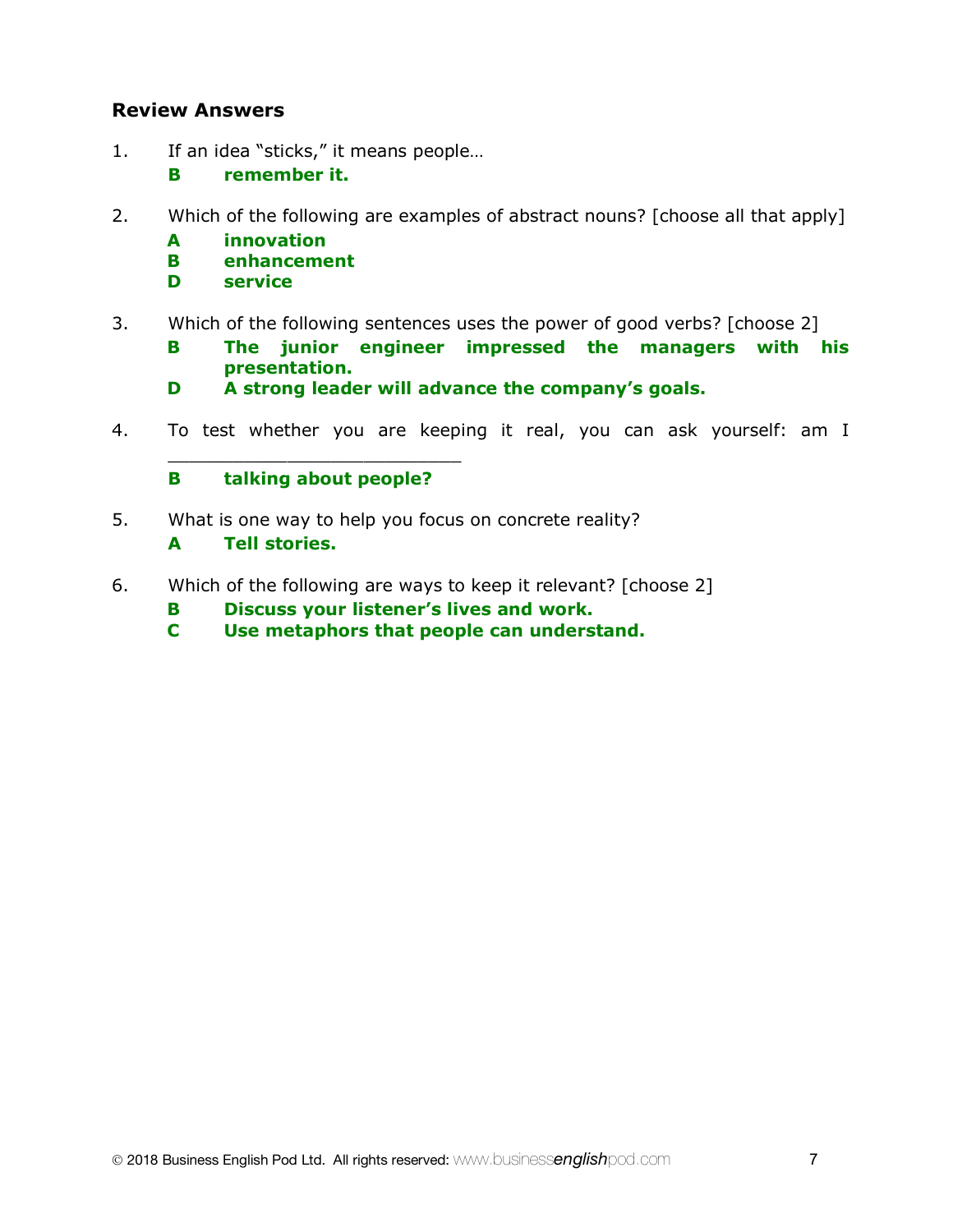### Review Answers

1. If an idea "sticks," it means people…
   **B remember it.**

2. Which of the following are examples of abstract nouns? [choose all that apply]
   **A innovation**
   **B enhancement**
   **D service**

3. Which of the following sentences uses the power of good verbs? [choose 2]
   **B The junior engineer impressed the managers with his presentation.**
   **D A strong leader will advance the company's goals.**

4. To test whether you are keeping it real, you can ask yourself: am I ___________________________
   **B talking about people?**

5. What is one way to help you focus on concrete reality?
   **A Tell stories.**

6. Which of the following are ways to keep it relevant? [choose 2]
   **B Discuss your listener's lives and work.**
   **C Use metaphors that people can understand.**

© 2018 Business English Pod Ltd. All rights reserved: www.businessenglishpod.com